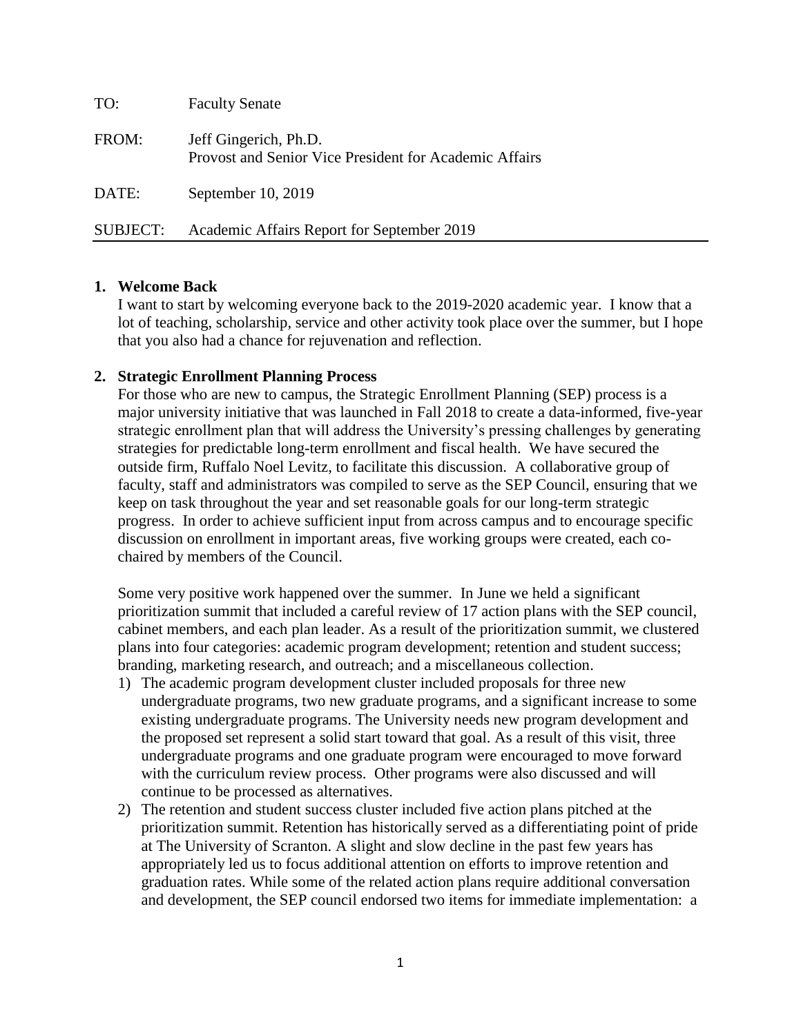TO: Faculty Senate

FROM: Jeff Gingerich, Ph.D.
Provost and Senior Vice President for Academic Affairs

DATE: September 10, 2019

SUBJECT: Academic Affairs Report for September 2019

---

**1. Welcome Back**

I want to start by welcoming everyone back to the 2019-2020 academic year. I know that a lot of teaching, scholarship, service and other activity took place over the summer, but I hope that you also had a chance for rejuvenation and reflection.

**2. Strategic Enrollment Planning Process**

For those who are new to campus, the Strategic Enrollment Planning (SEP) process is a major university initiative that was launched in Fall 2018 to create a data-informed, five-year strategic enrollment plan that will address the University's pressing challenges by generating strategies for predictable long-term enrollment and fiscal health. We have secured the outside firm, Ruffalo Noel Levitz, to facilitate this discussion. A collaborative group of faculty, staff and administrators was compiled to serve as the SEP Council, ensuring that we keep on task throughout the year and set reasonable goals for our long-term strategic progress. In order to achieve sufficient input from across campus and to encourage specific discussion on enrollment in important areas, five working groups were created, each co-chaired by members of the Council.

Some very positive work happened over the summer. In June we held a significant prioritization summit that included a careful review of 17 action plans with the SEP council, cabinet members, and each plan leader. As a result of the prioritization summit, we clustered plans into four categories: academic program development; retention and student success; branding, marketing research, and outreach; and a miscellaneous collection.

1) The academic program development cluster included proposals for three new undergraduate programs, two new graduate programs, and a significant increase to some existing undergraduate programs. The University needs new program development and the proposed set represent a solid start toward that goal. As a result of this visit, three undergraduate programs and one graduate program were encouraged to move forward with the curriculum review process. Other programs were also discussed and will continue to be processed as alternatives.
2) The retention and student success cluster included five action plans pitched at the prioritization summit. Retention has historically served as a differentiating point of pride at The University of Scranton. A slight and slow decline in the past few years has appropriately led us to focus additional attention on efforts to improve retention and graduation rates. While some of the related action plans require additional conversation and development, the SEP council endorsed two items for immediate implementation: a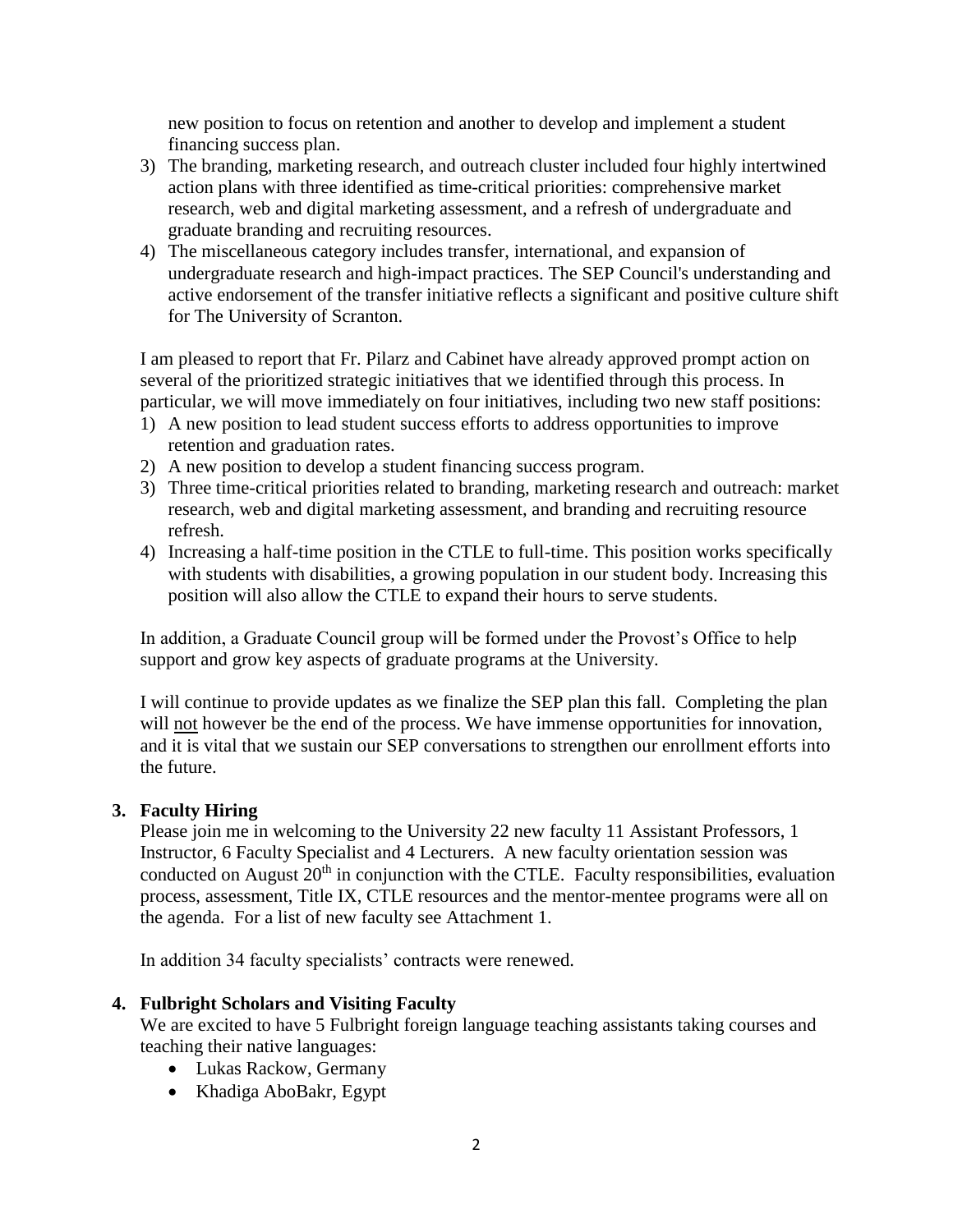new position to focus on retention and another to develop and implement a student financing success plan.

3) The branding, marketing research, and outreach cluster included four highly intertwined action plans with three identified as time-critical priorities: comprehensive market research, web and digital marketing assessment, and a refresh of undergraduate and graduate branding and recruiting resources.
4) The miscellaneous category includes transfer, international, and expansion of undergraduate research and high-impact practices. The SEP Council's understanding and active endorsement of the transfer initiative reflects a significant and positive culture shift for The University of Scranton.

I am pleased to report that Fr. Pilarz and Cabinet have already approved prompt action on several of the prioritized strategic initiatives that we identified through this process. In particular, we will move immediately on four initiatives, including two new staff positions:

1) A new position to lead student success efforts to address opportunities to improve retention and graduation rates.
2) A new position to develop a student financing success program.
3) Three time-critical priorities related to branding, marketing research and outreach: market research, web and digital marketing assessment, and branding and recruiting resource refresh.
4) Increasing a half-time position in the CTLE to full-time. This position works specifically with students with disabilities, a growing population in our student body. Increasing this position will also allow the CTLE to expand their hours to serve students.

In addition, a Graduate Council group will be formed under the Provost's Office to help support and grow key aspects of graduate programs at the University.

I will continue to provide updates as we finalize the SEP plan this fall. Completing the plan will not however be the end of the process. We have immense opportunities for innovation, and it is vital that we sustain our SEP conversations to strengthen our enrollment efforts into the future.

## 3. Faculty Hiring

Please join me in welcoming to the University 22 new faculty 11 Assistant Professors, 1 Instructor, 6 Faculty Specialist and 4 Lecturers. A new faculty orientation session was conducted on August 20th in conjunction with the CTLE. Faculty responsibilities, evaluation process, assessment, Title IX, CTLE resources and the mentor-mentee programs were all on the agenda. For a list of new faculty see Attachment 1.

In addition 34 faculty specialists' contracts were renewed.

## 4. Fulbright Scholars and Visiting Faculty

We are excited to have 5 Fulbright foreign language teaching assistants taking courses and teaching their native languages:

- Lukas Rackow, Germany
- Khadiga AboBakr, Egypt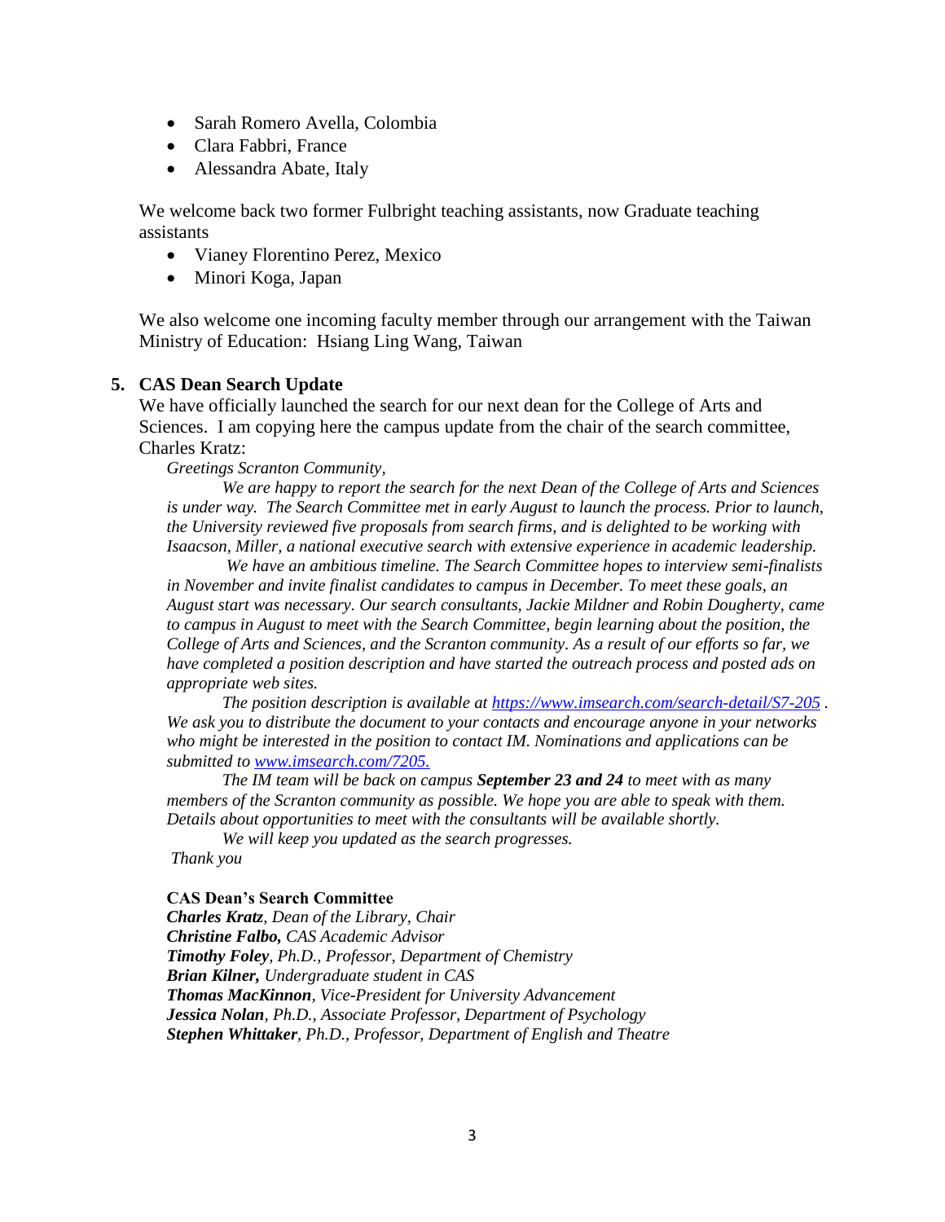- Sarah Romero Avella, Colombia
- Clara Fabbri, France
- Alessandra Abate, Italy

We welcome back two former Fulbright teaching assistants, now Graduate teaching assistants

- Vianey Florentino Perez, Mexico
- Minori Koga, Japan

We also welcome one incoming faculty member through our arrangement with the Taiwan Ministry of Education: Hsiang Ling Wang, Taiwan

## 5. CAS Dean Search Update

We have officially launched the search for our next dean for the College of Arts and Sciences. I am copying here the campus update from the chair of the search committee, Charles Kratz:

*Greetings Scranton Community,*

*We are happy to report the search for the next Dean of the College of Arts and Sciences is under way. The Search Committee met in early August to launch the process. Prior to launch, the University reviewed five proposals from search firms, and is delighted to be working with Isaacson, Miller, a national executive search with extensive experience in academic leadership.*

*We have an ambitious timeline. The Search Committee hopes to interview semi-finalists in November and invite finalist candidates to campus in December. To meet these goals, an August start was necessary. Our search consultants, Jackie Mildner and Robin Dougherty, came to campus in August to meet with the Search Committee, begin learning about the position, the College of Arts and Sciences, and the Scranton community. As a result of our efforts so far, we have completed a position description and have started the outreach process and posted ads on appropriate web sites.*

*The position description is available at [https://www.imsearch.com/search-detail/S7-205](https://www.imsearch.com/search-detail/S7-205) . We ask you to distribute the document to your contacts and encourage anyone in your networks who might be interested in the position to contact IM. Nominations and applications can be submitted to [www.imsearch.com/7205.](www.imsearch.com/7205.)*

*The IM team will be back on campus **September 23 and 24** to meet with as many members of the Scranton community as possible. We hope you are able to speak with them. Details about opportunities to meet with the consultants will be available shortly.*

*We will keep you updated as the search progresses.*

*Thank you*

**CAS Dean's Search Committee**
***Charles Kratz**, Dean of the Library, Chair*
***Christine Falbo,** CAS Academic Advisor*
***Timothy Foley**, Ph.D., Professor, Department of Chemistry*
***Brian Kilner,** Undergraduate student in CAS*
***Thomas MacKinnon**, Vice-President for University Advancement*
***Jessica Nolan**, Ph.D., Associate Professor, Department of Psychology*
***Stephen Whittaker**, Ph.D., Professor, Department of English and Theatre*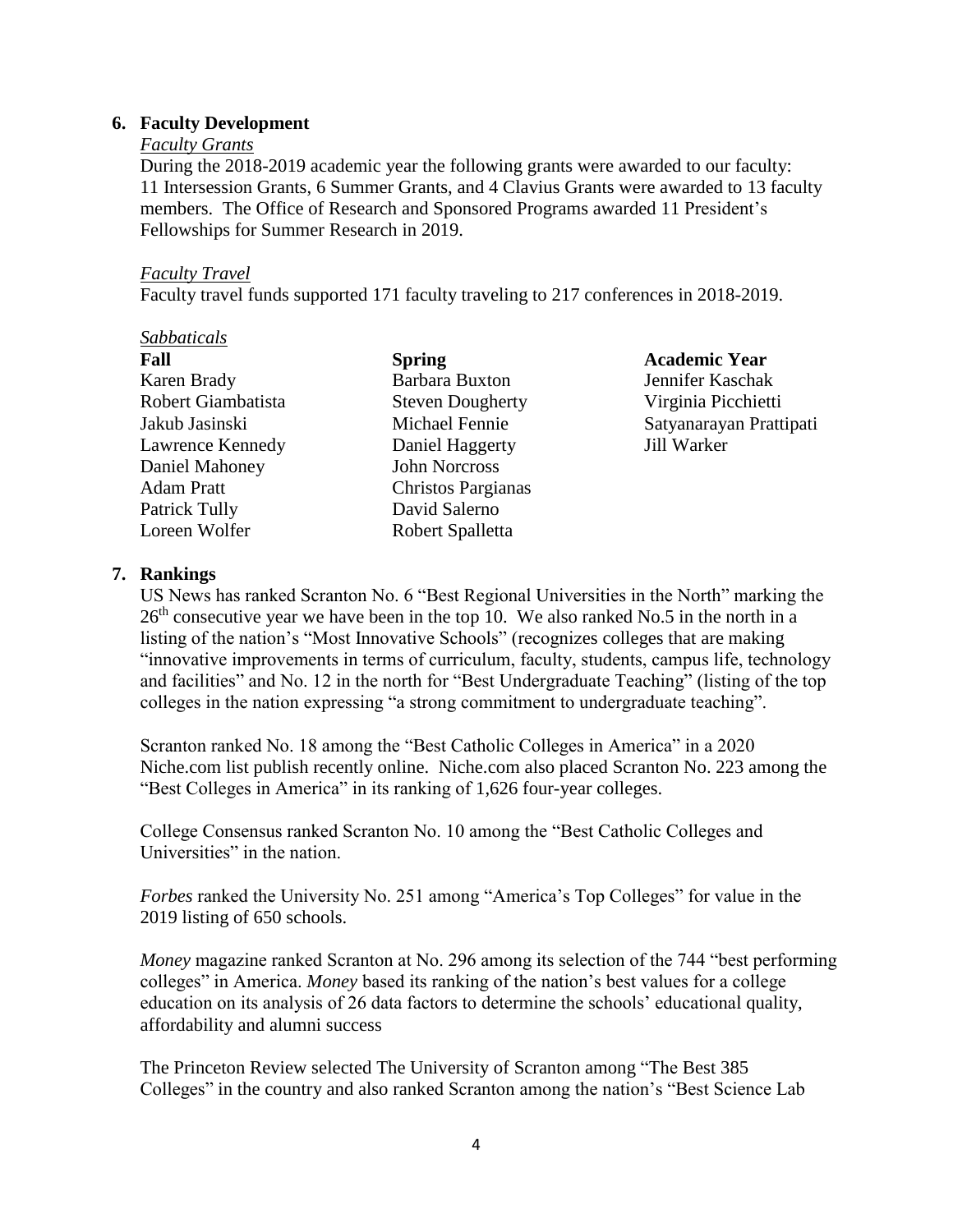## 6. Faculty Development

*Faculty Grants*

During the 2018-2019 academic year the following grants were awarded to our faculty: 11 Intersession Grants, 6 Summer Grants, and 4 Clavius Grants were awarded to 13 faculty members. The Office of Research and Sponsored Programs awarded 11 President's Fellowships for Summer Research in 2019.

*Faculty Travel*

Faculty travel funds supported 171 faculty traveling to 217 conferences in 2018-2019.

*Sabbaticals*

| **Fall** | **Spring** | **Academic Year** |
|---|---|---|
| Karen Brady | Barbara Buxton | Jennifer Kaschak |
| Robert Giambatista | Steven Dougherty | Virginia Picchietti |
| Jakub Jasinski | Michael Fennie | Satyanarayan Prattipati |
| Lawrence Kennedy | Daniel Haggerty | Jill Warker |
| Daniel Mahoney | John Norcross | |
| Adam Pratt | Christos Pargianas | |
| Patrick Tully | David Salerno | |
| Loreen Wolfer | Robert Spalletta | |

## 7. Rankings

US News has ranked Scranton No. 6 "Best Regional Universities in the North" marking the 26th consecutive year we have been in the top 10. We also ranked No.5 in the north in a listing of the nation's "Most Innovative Schools" (recognizes colleges that are making "innovative improvements in terms of curriculum, faculty, students, campus life, technology and facilities" and No. 12 in the north for "Best Undergraduate Teaching" (listing of the top colleges in the nation expressing "a strong commitment to undergraduate teaching".

Scranton ranked No. 18 among the "Best Catholic Colleges in America" in a 2020 Niche.com list publish recently online. Niche.com also placed Scranton No. 223 among the "Best Colleges in America" in its ranking of 1,626 four-year colleges.

College Consensus ranked Scranton No. 10 among the "Best Catholic Colleges and Universities" in the nation.

*Forbes* ranked the University No. 251 among "America's Top Colleges" for value in the 2019 listing of 650 schools.

*Money* magazine ranked Scranton at No. 296 among its selection of the 744 "best performing colleges" in America. *Money* based its ranking of the nation's best values for a college education on its analysis of 26 data factors to determine the schools' educational quality, affordability and alumni success

The Princeton Review selected The University of Scranton among "The Best 385 Colleges" in the country and also ranked Scranton among the nation's "Best Science Lab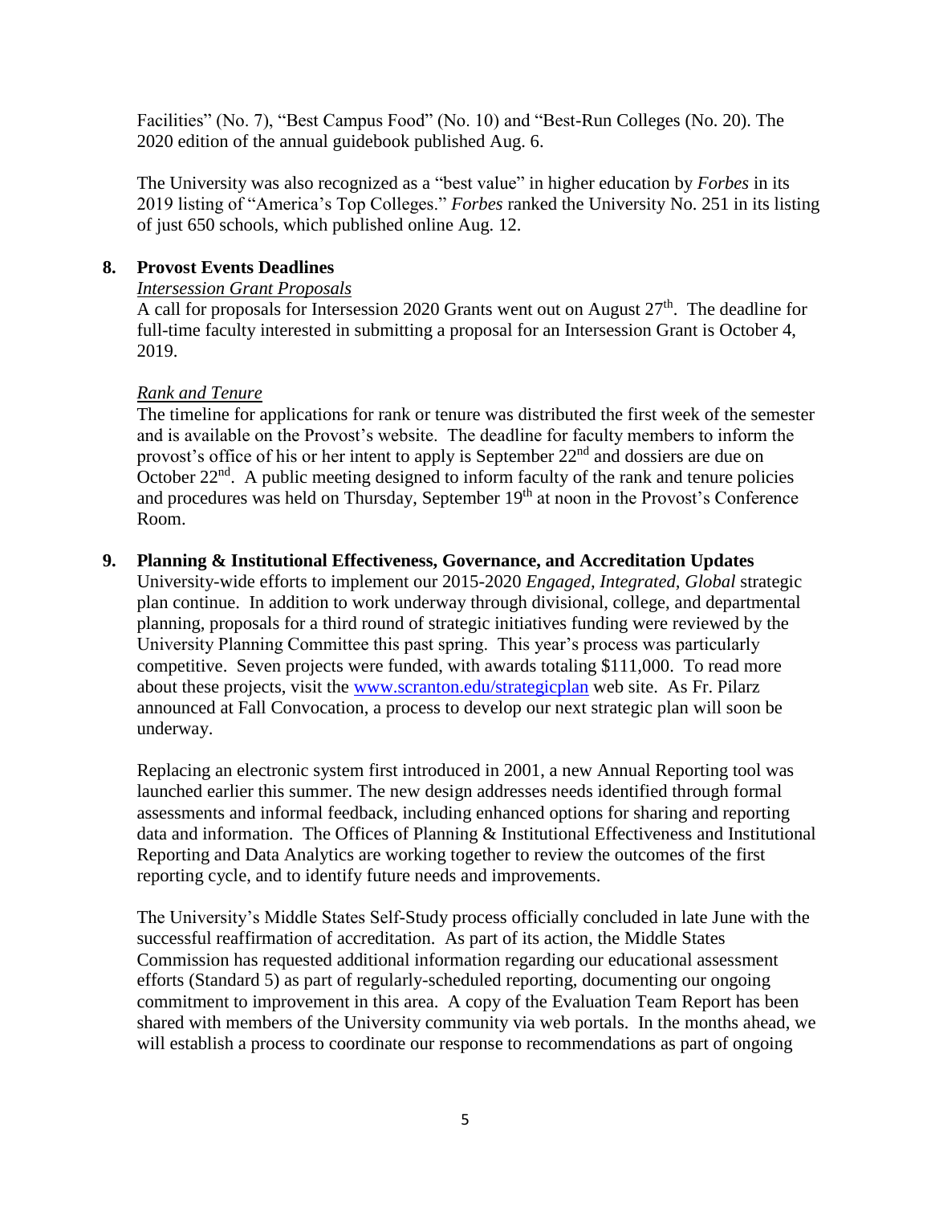Facilities" (No. 7), "Best Campus Food" (No. 10) and "Best-Run Colleges (No. 20). The 2020 edition of the annual guidebook published Aug. 6.

The University was also recognized as a "best value" in higher education by *Forbes* in its 2019 listing of "America's Top Colleges." *Forbes* ranked the University No. 251 in its listing of just 650 schools, which published online Aug. 12.

**8. Provost Events Deadlines**

*Intersession Grant Proposals*

A call for proposals for Intersession 2020 Grants went out on August 27th. The deadline for full-time faculty interested in submitting a proposal for an Intersession Grant is October 4, 2019.

*Rank and Tenure*

The timeline for applications for rank or tenure was distributed the first week of the semester and is available on the Provost's website. The deadline for faculty members to inform the provost's office of his or her intent to apply is September 22nd and dossiers are due on October 22nd. A public meeting designed to inform faculty of the rank and tenure policies and procedures was held on Thursday, September 19th at noon in the Provost's Conference Room.

**9. Planning & Institutional Effectiveness, Governance, and Accreditation Updates**

University-wide efforts to implement our 2015-2020 *Engaged, Integrated, Global* strategic plan continue. In addition to work underway through divisional, college, and departmental planning, proposals for a third round of strategic initiatives funding were reviewed by the University Planning Committee this past spring. This year's process was particularly competitive. Seven projects were funded, with awards totaling $111,000. To read more about these projects, visit the www.scranton.edu/strategicplan web site. As Fr. Pilarz announced at Fall Convocation, a process to develop our next strategic plan will soon be underway.

Replacing an electronic system first introduced in 2001, a new Annual Reporting tool was launched earlier this summer. The new design addresses needs identified through formal assessments and informal feedback, including enhanced options for sharing and reporting data and information. The Offices of Planning & Institutional Effectiveness and Institutional Reporting and Data Analytics are working together to review the outcomes of the first reporting cycle, and to identify future needs and improvements.

The University's Middle States Self-Study process officially concluded in late June with the successful reaffirmation of accreditation. As part of its action, the Middle States Commission has requested additional information regarding our educational assessment efforts (Standard 5) as part of regularly-scheduled reporting, documenting our ongoing commitment to improvement in this area. A copy of the Evaluation Team Report has been shared with members of the University community via web portals. In the months ahead, we will establish a process to coordinate our response to recommendations as part of ongoing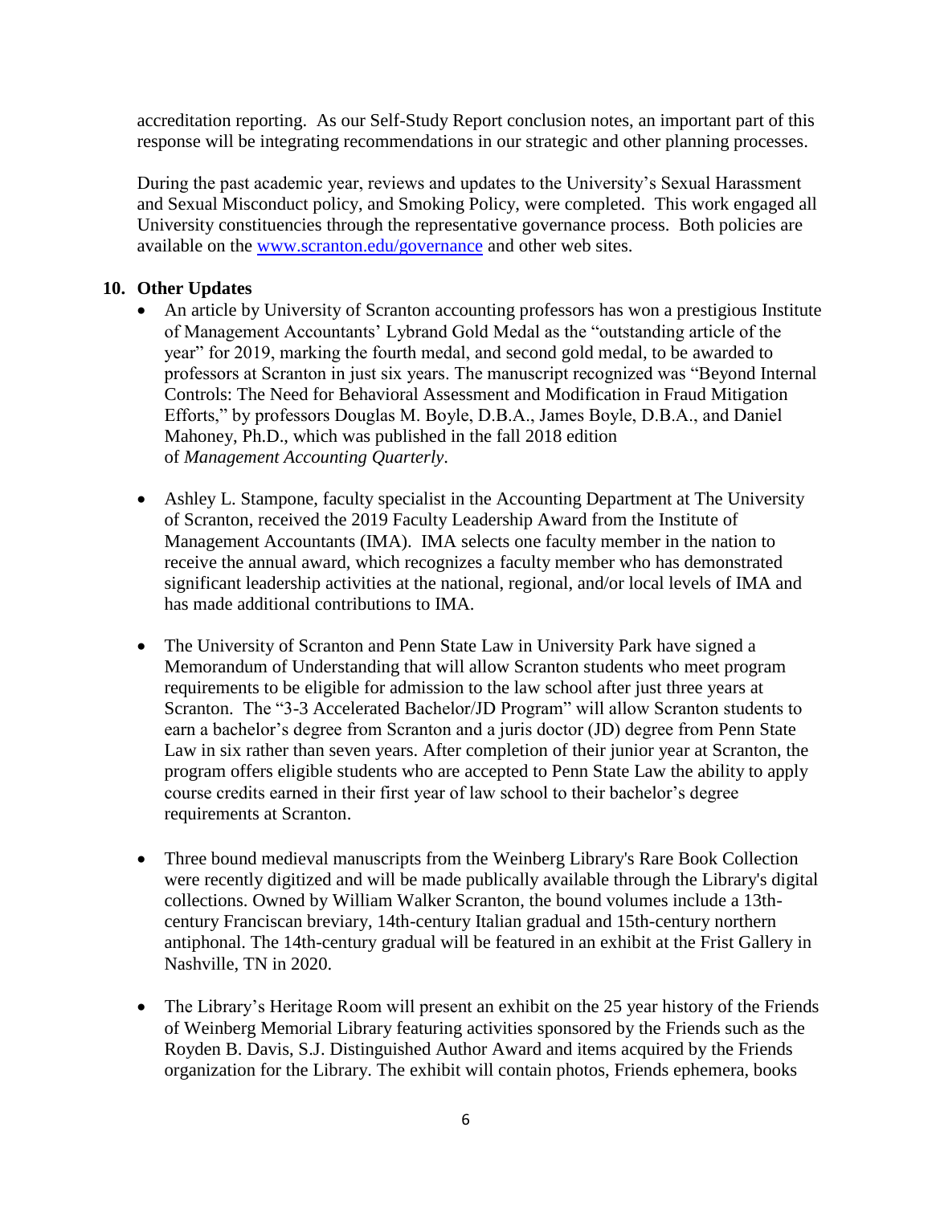accreditation reporting. As our Self-Study Report conclusion notes, an important part of this response will be integrating recommendations in our strategic and other planning processes.

During the past academic year, reviews and updates to the University's Sexual Harassment and Sexual Misconduct policy, and Smoking Policy, were completed. This work engaged all University constituencies through the representative governance process. Both policies are available on the [www.scranton.edu/governance](http://www.scranton.edu/governance) and other web sites.

## 10. Other Updates

- An article by University of Scranton accounting professors has won a prestigious Institute of Management Accountants' Lybrand Gold Medal as the "outstanding article of the year" for 2019, marking the fourth medal, and second gold medal, to be awarded to professors at Scranton in just six years. The manuscript recognized was "Beyond Internal Controls: The Need for Behavioral Assessment and Modification in Fraud Mitigation Efforts," by professors Douglas M. Boyle, D.B.A., James Boyle, D.B.A., and Daniel Mahoney, Ph.D., which was published in the fall 2018 edition of *Management Accounting Quarterly*.

- Ashley L. Stampone, faculty specialist in the Accounting Department at The University of Scranton, received the 2019 Faculty Leadership Award from the Institute of Management Accountants (IMA). IMA selects one faculty member in the nation to receive the annual award, which recognizes a faculty member who has demonstrated significant leadership activities at the national, regional, and/or local levels of IMA and has made additional contributions to IMA.

- The University of Scranton and Penn State Law in University Park have signed a Memorandum of Understanding that will allow Scranton students who meet program requirements to be eligible for admission to the law school after just three years at Scranton. The "3-3 Accelerated Bachelor/JD Program" will allow Scranton students to earn a bachelor's degree from Scranton and a juris doctor (JD) degree from Penn State Law in six rather than seven years. After completion of their junior year at Scranton, the program offers eligible students who are accepted to Penn State Law the ability to apply course credits earned in their first year of law school to their bachelor's degree requirements at Scranton.

- Three bound medieval manuscripts from the Weinberg Library's Rare Book Collection were recently digitized and will be made publically available through the Library's digital collections. Owned by William Walker Scranton, the bound volumes include a 13th-century Franciscan breviary, 14th-century Italian gradual and 15th-century northern antiphonal. The 14th-century gradual will be featured in an exhibit at the Frist Gallery in Nashville, TN in 2020.

- The Library's Heritage Room will present an exhibit on the 25 year history of the Friends of Weinberg Memorial Library featuring activities sponsored by the Friends such as the Royden B. Davis, S.J. Distinguished Author Award and items acquired by the Friends organization for the Library. The exhibit will contain photos, Friends ephemera, books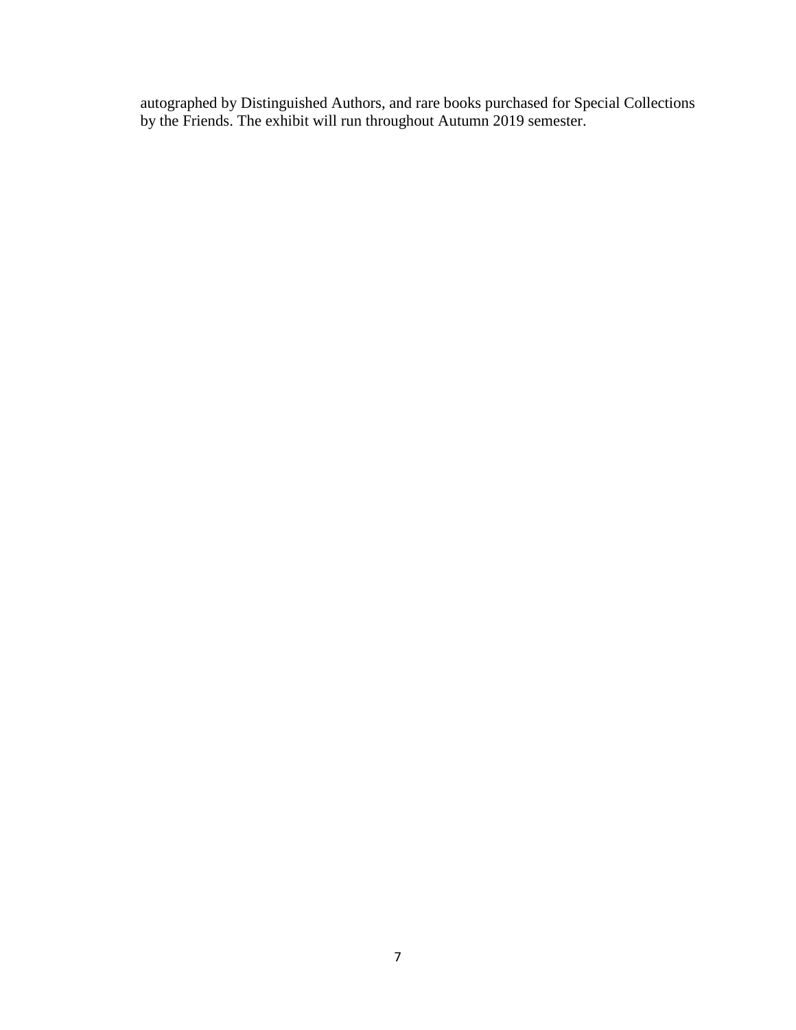autographed by Distinguished Authors, and rare books purchased for Special Collections by the Friends. The exhibit will run throughout Autumn 2019 semester.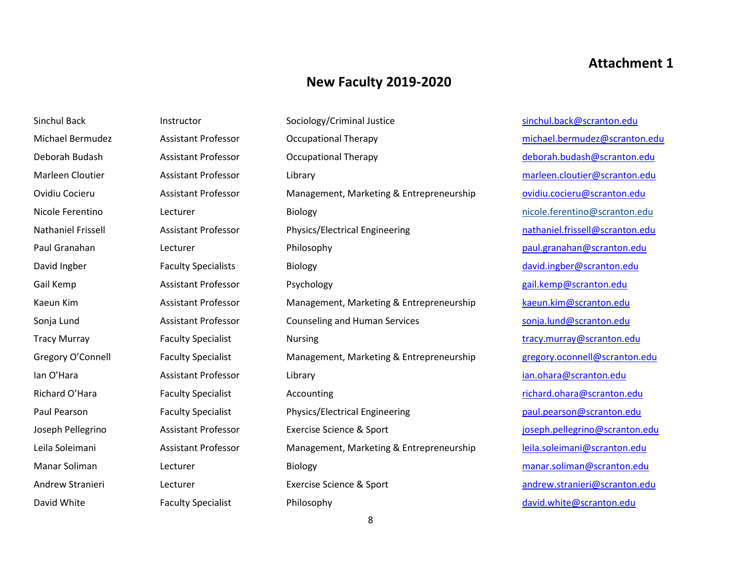Attachment 1

# New Faculty 2019-2020

| | | | |
|---|---|---|---|
| Sinchul Back | Instructor | Sociology/Criminal Justice | sinchul.back@scranton.edu |
| Michael Bermudez | Assistant Professor | Occupational Therapy | michael.bermudez@scranton.edu |
| Deborah Budash | Assistant Professor | Occupational Therapy | deborah.budash@scranton.edu |
| Marleen Cloutier | Assistant Professor | Library | marleen.cloutier@scranton.edu |
| Ovidiu Cocieru | Assistant Professor | Management, Marketing & Entrepreneurship | ovidiu.cocieru@scranton.edu |
| Nicole Ferentino | Lecturer | Biology | nicole.ferentino@scranton.edu |
| Nathaniel Frissell | Assistant Professor | Physics/Electrical Engineering | nathaniel.frissell@scranton.edu |
| Paul Granahan | Lecturer | Philosophy | paul.granahan@scranton.edu |
| David Ingber | Faculty Specialists | Biology | david.ingber@scranton.edu |
| Gail Kemp | Assistant Professor | Psychology | gail.kemp@scranton.edu |
| Kaeun Kim | Assistant Professor | Management, Marketing & Entrepreneurship | kaeun.kim@scranton.edu |
| Sonja Lund | Assistant Professor | Counseling and Human Services | sonja.lund@scranton.edu |
| Tracy Murray | Faculty Specialist | Nursing | tracy.murray@scranton.edu |
| Gregory O'Connell | Faculty Specialist | Management, Marketing & Entrepreneurship | gregory.oconnell@scranton.edu |
| Ian O'Hara | Assistant Professor | Library | ian.ohara@scranton.edu |
| Richard O'Hara | Faculty Specialist | Accounting | richard.ohara@scranton.edu |
| Paul Pearson | Faculty Specialist | Physics/Electrical Engineering | paul.pearson@scranton.edu |
| Joseph Pellegrino | Assistant Professor | Exercise Science & Sport | joseph.pellegrino@scranton.edu |
| Leila Soleimani | Assistant Professor | Management, Marketing & Entrepreneurship | leila.soleimani@scranton.edu |
| Manar Soliman | Lecturer | Biology | manar.soliman@scranton.edu |
| Andrew Stranieri | Lecturer | Exercise Science & Sport | andrew.stranieri@scranton.edu |
| David White | Faculty Specialist | Philosophy | david.white@scranton.edu |